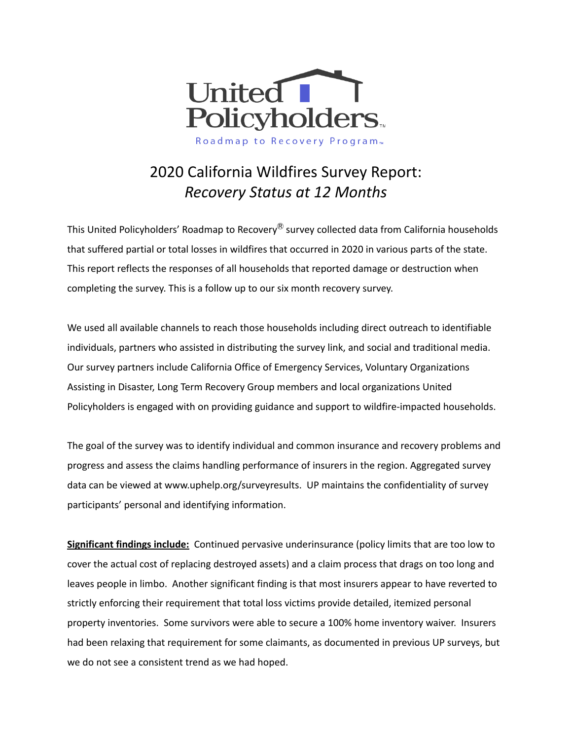United Policyholders™

Roadmap to Recovery Program™

# 2020 California Wildfires Survey Report: *Recovery Status at 12 Months*

This United Policyholders' Roadmap to Recovery® survey collected data from California households that suffered partial or total losses in wildfires that occurred in 2020 in various parts of the state. This report reflects the responses of all households that reported damage or destruction when completing the survey. This is a follow up to our six month recovery survey.

We used all available channels to reach those households including direct outreach to identifiable individuals, partners who assisted in distributing the survey link, and social and traditional media. Our survey partners include California Office of Emergency Services, Voluntary Organizations Assisting in Disaster, Long Term Recovery Group members and local organizations United Policyholders is engaged with on providing guidance and support to wildfire-impacted households.

The goal of the survey was to identify individual and common insurance and recovery problems and progress and assess the claims handling performance of insurers in the region. Aggregated survey data can be viewed at www.uphelp.org/surveyresults. UP maintains the confidentiality of survey participants' personal and identifying information.

**Significant findings include:** Continued pervasive underinsurance (policy limits that are too low to cover the actual cost of replacing destroyed assets) and a claim process that drags on too long and leaves people in limbo. Another significant finding is that most insurers appear to have reverted to strictly enforcing their requirement that total loss victims provide detailed, itemized personal property inventories. Some survivors were able to secure a 100% home inventory waiver. Insurers had been relaxing that requirement for some claimants, as documented in previous UP surveys, but we do not see a consistent trend as we had hoped.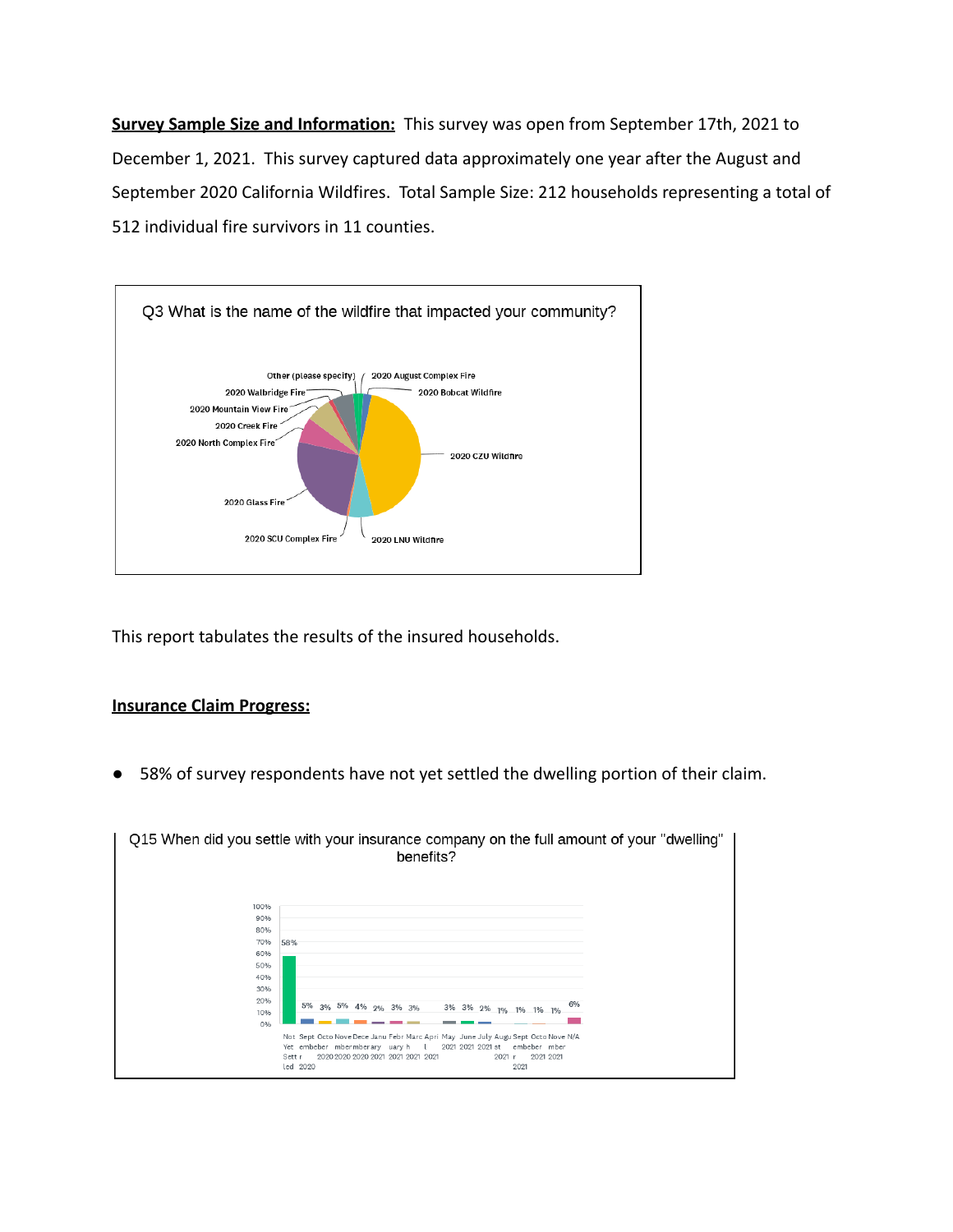**Survey Sample Size and Information:** This survey was open from September 17th, 2021 to December 1, 2021. This survey captured data approximately one year after the August and September 2020 California Wildfires. Total Sample Size: 212 households representing a total of 512 individual fire survivors in 11 counties.

Q3 What is the name of the wildfire that impacted your community?

This report tabulates the results of the insured households.

**Insurance Claim Progress:**

- 58% of survey respondents have not yet settled the dwelling portion of their claim.

Q15 When did you settle with your insurance company on the full amount of your "dwelling" benefits?

| Response | Percent |
|---|---|
| Not Yet Settled | 58% |
| September 2020 | 5% |
| October 2020 | 3% |
| November 2020 | 5% |
| December 2020 | 4% |
| January 2021 | 2% |
| February 2021 | 3% |
| March 2021 | 3% |
| April 2021 | |
| May 2021 | 3% |
| June 2021 | 3% |
| July 2021 | 2% |
| August 2021 | 1% |
| September 2021 | 1% |
| October 2021 | 1% |
| November 2021 | 1% |
| N/A | 6% |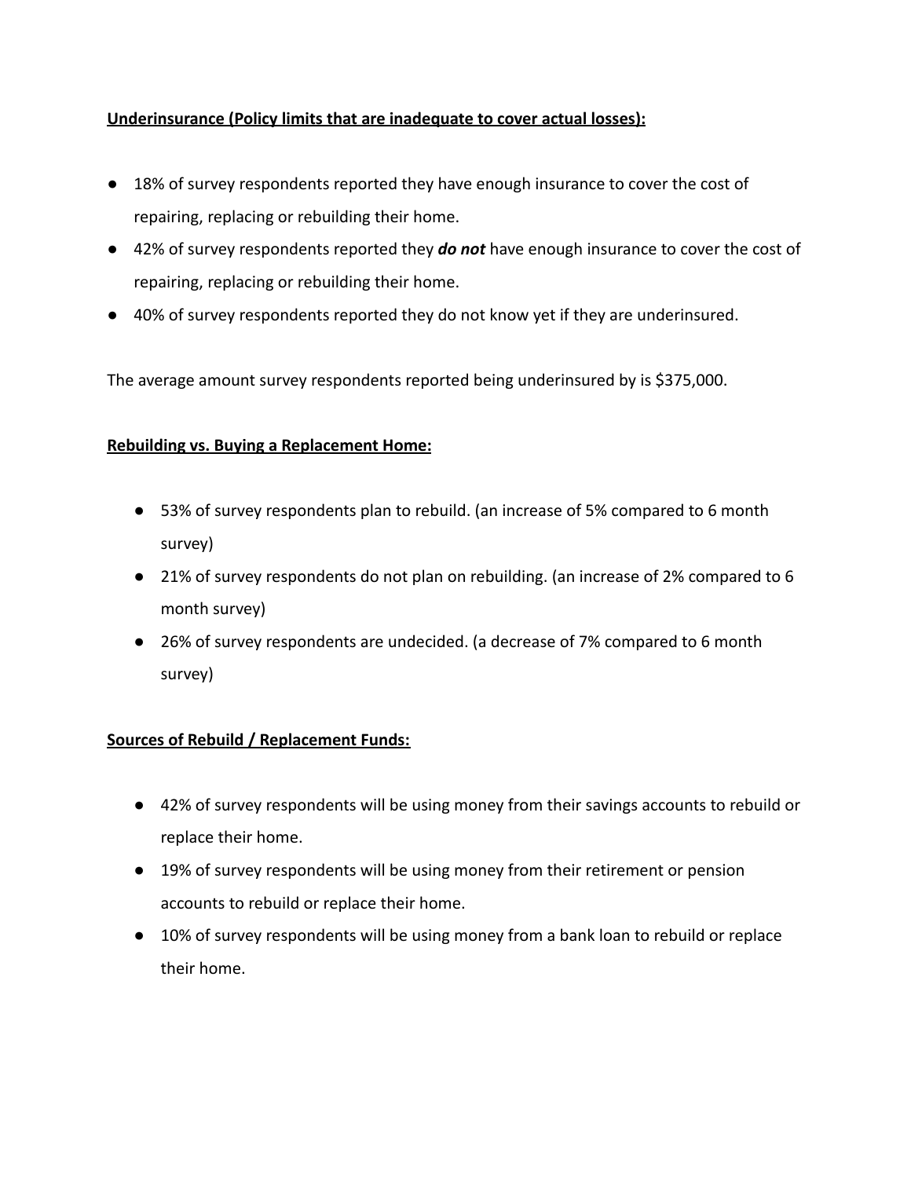**<u>Underinsurance (Policy limits that are inadequate to cover actual losses):</u>**

- 18% of survey respondents reported they have enough insurance to cover the cost of repairing, replacing or rebuilding their home.
- 42% of survey respondents reported they ***do not*** have enough insurance to cover the cost of repairing, replacing or rebuilding their home.
- 40% of survey respondents reported they do not know yet if they are underinsured.

The average amount survey respondents reported being underinsured by is $375,000.

**<u>Rebuilding vs. Buying a Replacement Home:</u>**

- 53% of survey respondents plan to rebuild. (an increase of 5% compared to 6 month survey)
- 21% of survey respondents do not plan on rebuilding. (an increase of 2% compared to 6 month survey)
- 26% of survey respondents are undecided. (a decrease of 7% compared to 6 month survey)

**<u>Sources of Rebuild / Replacement Funds:</u>**

- 42% of survey respondents will be using money from their savings accounts to rebuild or replace their home.
- 19% of survey respondents will be using money from their retirement or pension accounts to rebuild or replace their home.
- 10% of survey respondents will be using money from a bank loan to rebuild or replace their home.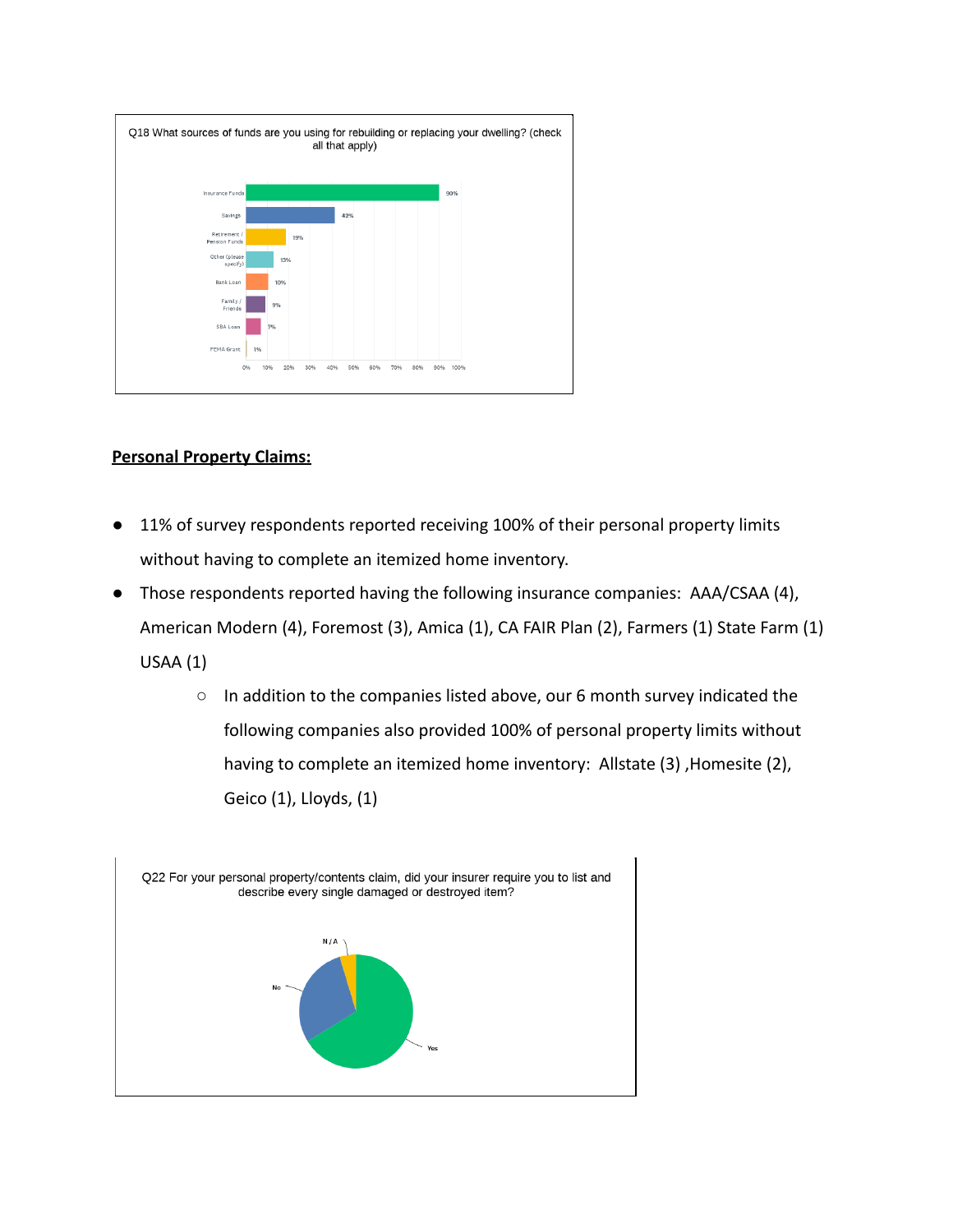Q18 What sources of funds are you using for rebuilding or replacing your dwelling? (check all that apply)

| Source | Percent |
|---|---|
| Insurance Funds | 90% |
| Savings | 42% |
| Retirement / Pension Funds | 19% |
| Other (please specify) | 13% |
| Bank Loan | 10% |
| Family / Friends | 9% |
| SBA Loan | 7% |
| FEMA Grant | 1% |

## **Personal Property Claims:**

- 11% of survey respondents reported receiving 100% of their personal property limits without having to complete an itemized home inventory.
- Those respondents reported having the following insurance companies: AAA/CSAA (4), American Modern (4), Foremost (3), Amica (1), CA FAIR Plan (2), Farmers (1) State Farm (1) USAA (1)
    - In addition to the companies listed above, our 6 month survey indicated the following companies also provided 100% of personal property limits without having to complete an itemized home inventory: Allstate (3) ,Homesite (2), Geico (1), Lloyds, (1)

Q22 For your personal property/contents claim, did your insurer require you to list and describe every single damaged or destroyed item?

N / A

No

Yes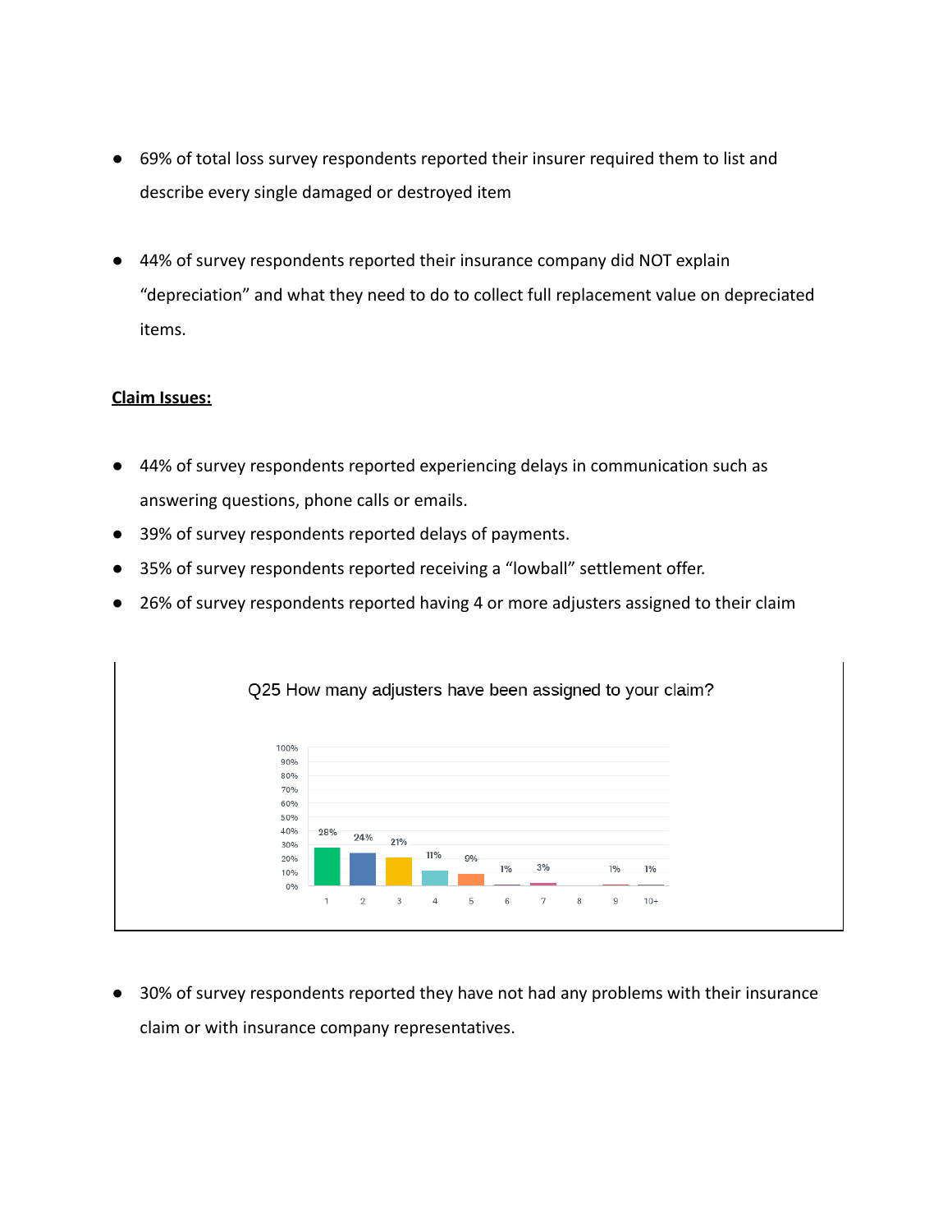- 69% of total loss survey respondents reported their insurer required them to list and describe every single damaged or destroyed item

- 44% of survey respondents reported their insurance company did NOT explain "depreciation" and what they need to do to collect full replacement value on depreciated items.

**Claim Issues:**

- 44% of survey respondents reported experiencing delays in communication such as answering questions, phone calls or emails.
- 39% of survey respondents reported delays of payments.
- 35% of survey respondents reported receiving a "lowball" settlement offer.
- 26% of survey respondents reported having 4 or more adjusters assigned to their claim

Q25 How many adjusters have been assigned to your claim?

| 1 | 2 | 3 | 4 | 5 | 6 | 7 | 8 | 9 | 10+ |
|---|---|---|---|---|---|---|---|---|---|
| 28% | 24% | 21% | 11% | 9% | 1% | 3% | | 1% | 1% |

- 30% of survey respondents reported they have not had any problems with their insurance claim or with insurance company representatives.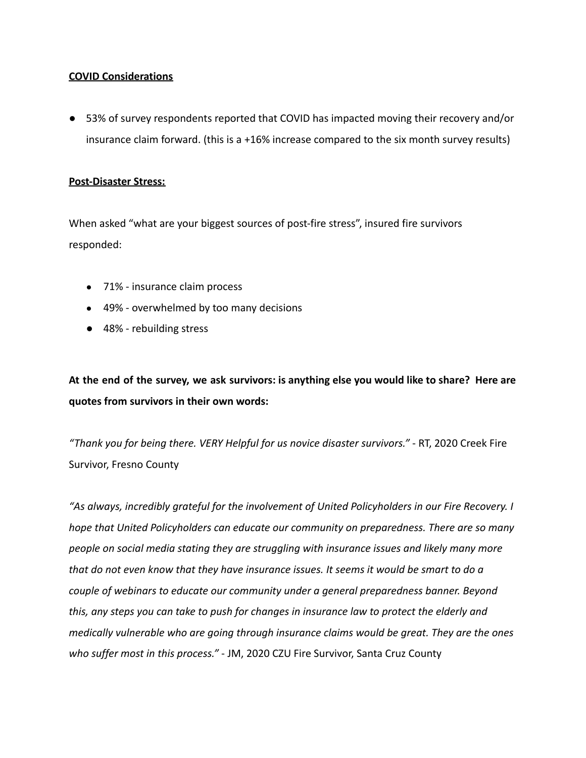**COVID Considerations**

- 53% of survey respondents reported that COVID has impacted moving their recovery and/or insurance claim forward. (this is a +16% increase compared to the six month survey results)

**Post-Disaster Stress:**

When asked "what are your biggest sources of post-fire stress", insured fire survivors responded:

- 71% - insurance claim process
- 49% - overwhelmed by too many decisions
- 48% - rebuilding stress

**At the end of the survey, we ask survivors: is anything else you would like to share? Here are quotes from survivors in their own words:**

*"Thank you for being there. VERY Helpful for us novice disaster survivors."* - RT, 2020 Creek Fire Survivor, Fresno County

*"As always, incredibly grateful for the involvement of United Policyholders in our Fire Recovery. I hope that United Policyholders can educate our community on preparedness. There are so many people on social media stating they are struggling with insurance issues and likely many more that do not even know that they have insurance issues. It seems it would be smart to do a couple of webinars to educate our community under a general preparedness banner. Beyond this, any steps you can take to push for changes in insurance law to protect the elderly and medically vulnerable who are going through insurance claims would be great. They are the ones who suffer most in this process."* - JM, 2020 CZU Fire Survivor, Santa Cruz County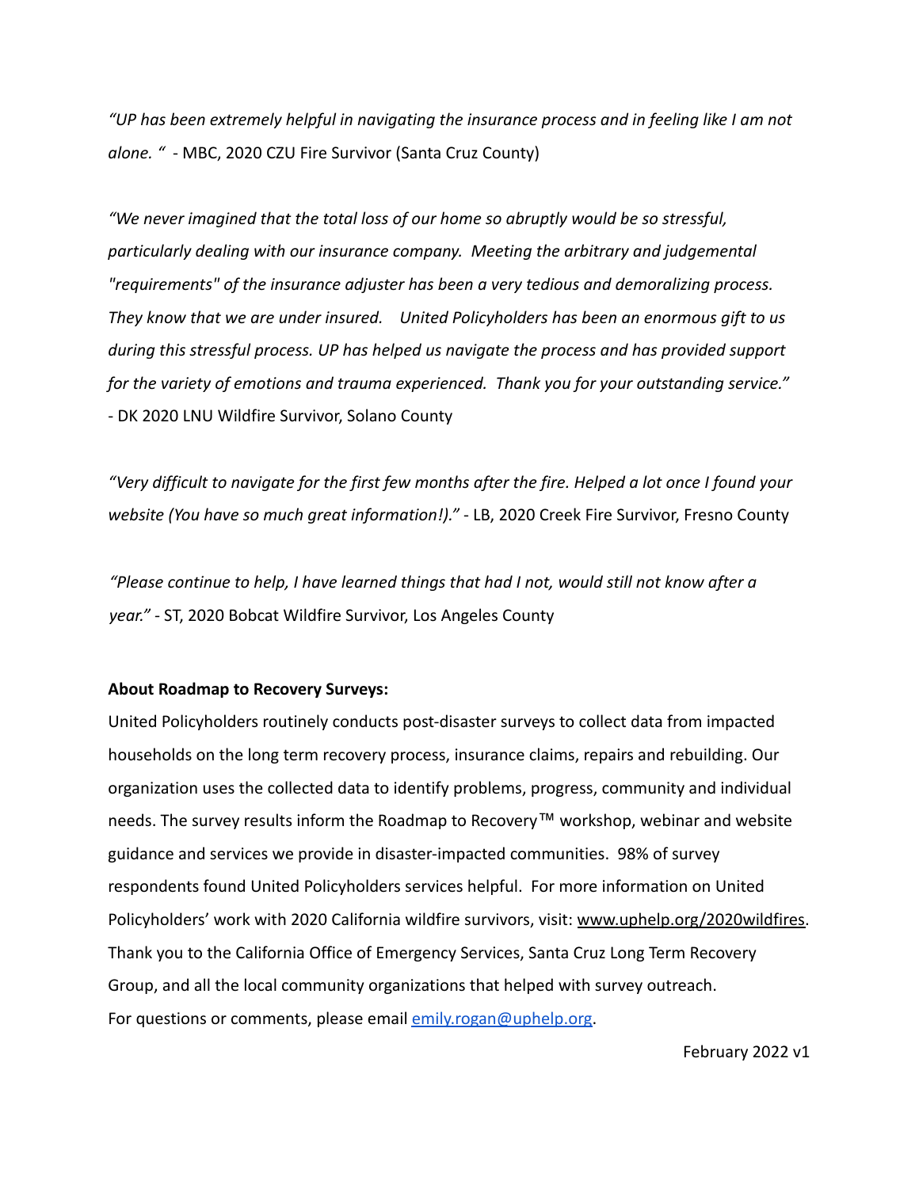*"UP has been extremely helpful in navigating the insurance process and in feeling like I am not alone. "* - MBC, 2020 CZU Fire Survivor (Santa Cruz County)

*"We never imagined that the total loss of our home so abruptly would be so stressful, particularly dealing with our insurance company. Meeting the arbitrary and judgemental "requirements" of the insurance adjuster has been a very tedious and demoralizing process. They know that we are under insured. United Policyholders has been an enormous gift to us during this stressful process. UP has helped us navigate the process and has provided support for the variety of emotions and trauma experienced. Thank you for your outstanding service."* - DK 2020 LNU Wildfire Survivor, Solano County

*"Very difficult to navigate for the first few months after the fire. Helped a lot once I found your website (You have so much great information!)."* - LB, 2020 Creek Fire Survivor, Fresno County

*"Please continue to help, I have learned things that had I not, would still not know after a year."* - ST, 2020 Bobcat Wildfire Survivor, Los Angeles County

**About Roadmap to Recovery Surveys:**

United Policyholders routinely conducts post-disaster surveys to collect data from impacted households on the long term recovery process, insurance claims, repairs and rebuilding. Our organization uses the collected data to identify problems, progress, community and individual needs. The survey results inform the Roadmap to Recovery™ workshop, webinar and website guidance and services we provide in disaster-impacted communities. 98% of survey respondents found United Policyholders services helpful. For more information on United Policyholders' work with 2020 California wildfire survivors, visit: [www.uphelp.org/2020wildfires](http://www.uphelp.org/2020wildfires). Thank you to the California Office of Emergency Services, Santa Cruz Long Term Recovery Group, and all the local community organizations that helped with survey outreach.
For questions or comments, please email [emily.rogan@uphelp.org](mailto:emily.rogan@uphelp.org).

February 2022 v1